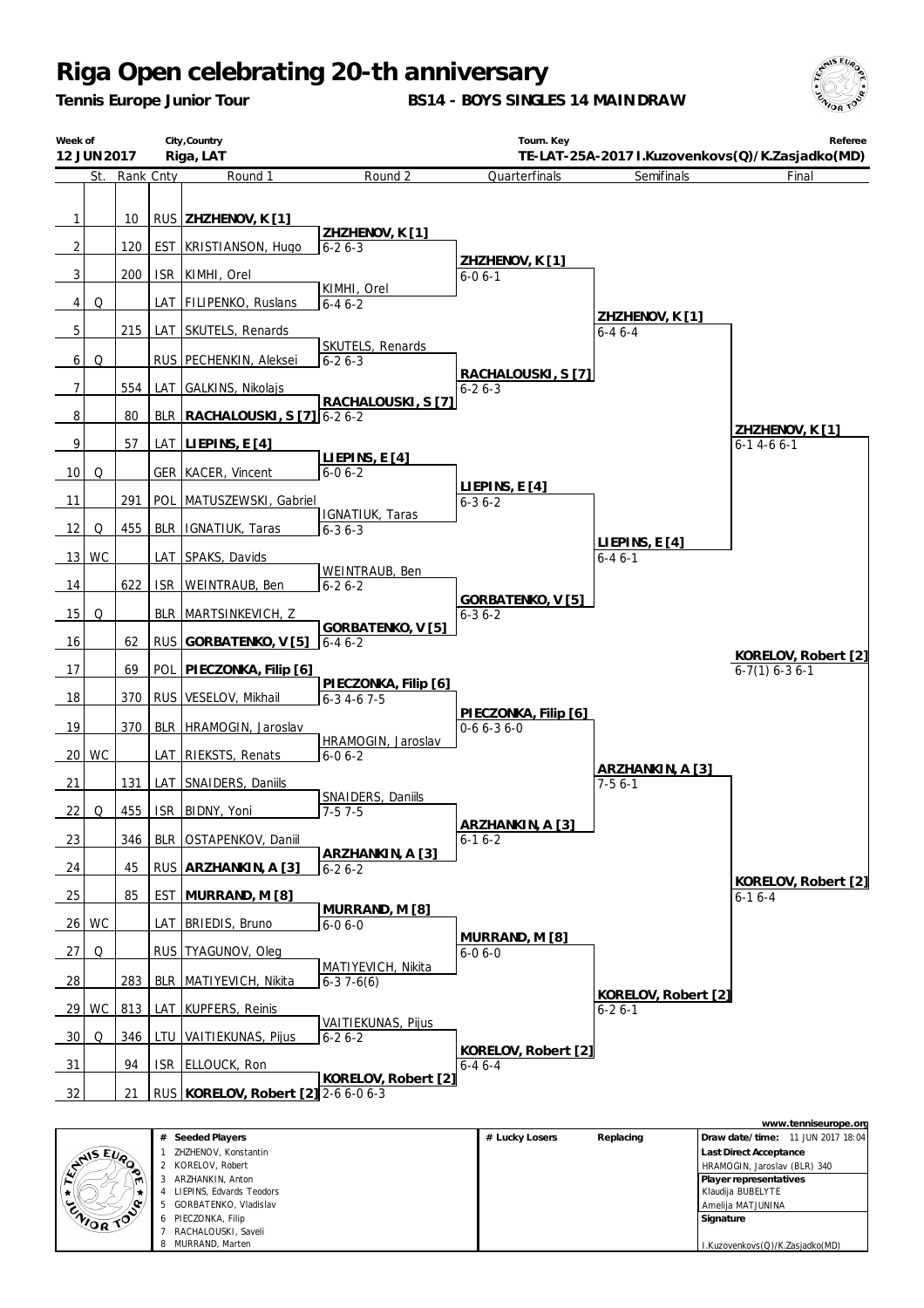# Riga Open celebrating 20-th anniversary

**Tennis Europe Junior Tour** — **BS14 - BOYS SINGLES 14 MAINDRAW**

| Week of | City,Country | Tourn. Key | Referee |
|---|---|---|---|
| 12 JUN 2017 | Riga, LAT | TE-LAT-25A-2017 | I.Kuzovenkovs(Q)/K.Zasjadko(MD) |

| # | St. | Rank | Cnty | Round 1 | Round 2 | Quarterfinals | Semifinals | Final |
|---|---|---|---|---|---|---|---|---|
| 1 | | 10 | RUS | **ZHZHENOV, K [1]** | | | | |
| 2 | | 120 | EST | KRISTIANSON, Hugo | **ZHZHENOV, K [1]** 6-2 6-3 | | | |
| 3 | | 200 | ISR | KIMHI, Orel | | **ZHZHENOV, K [1]** 6-0 6-1 | | |
| 4 | Q | | LAT | FILIPENKO, Ruslans | KIMHI, Orel 6-4 6-2 | | | |
| 5 | | 215 | LAT | SKUTELS, Renards | | | **ZHZHENOV, K [1]** 6-4 6-4 | |
| 6 | Q | | RUS | PECHENKIN, Aleksei | SKUTELS, Renards 6-2 6-3 | | | |
| 7 | | 554 | LAT | GALKINS, Nikolajs | | **RACHALOUSKI, S [7]** 6-2 6-3 | | |
| 8 | | 80 | BLR | **RACHALOUSKI, S [7]** | **RACHALOUSKI, S [7]** 6-2 6-2 | | | |
| 9 | | 57 | LAT | **LIEPINS, E [4]** | | | | **ZHZHENOV, K [1]** 6-1 4-6 6-1 |
| 10 | Q | | GER | KACER, Vincent | **LIEPINS, E [4]** 6-0 6-2 | | | |
| 11 | | 291 | POL | MATUSZEWSKI, Gabriel | | **LIEPINS, E [4]** 6-3 6-2 | | |
| 12 | Q | 455 | BLR | IGNATIUK, Taras | IGNATIUK, Taras 6-3 6-3 | | | |
| 13 | WC | | LAT | SPAKS, Davids | | | **LIEPINS, E [4]** 6-4 6-1 | |
| 14 | | 622 | ISR | WEINTRAUB, Ben | WEINTRAUB, Ben 6-2 6-2 | | | |
| 15 | Q | | BLR | MARTSINKEVICH, Z | | **GORBATENKO, V [5]** 6-3 6-2 | | |
| 16 | | 62 | RUS | **GORBATENKO, V [5]** | **GORBATENKO, V [5]** 6-4 6-2 | | | |
| 17 | | 69 | POL | **PIECZONKA, Filip [6]** | | | | **KORELOV, Robert [2]** 6-7(1) 6-3 6-1 |
| 18 | | 370 | RUS | VESELOV, Mikhail | **PIECZONKA, Filip [6]** 6-3 4-6 7-5 | | | |
| 19 | | 370 | BLR | HRAMOGIN, Jaroslav | | **PIECZONKA, Filip [6]** 0-6 6-3 6-0 | | |
| 20 | WC | | LAT | RIEKSTS, Renats | HRAMOGIN, Jaroslav 6-0 6-2 | | | |
| 21 | | 131 | LAT | SNAIDERS, Daniils | | | **ARZHANKIN, A [3]** 7-5 6-1 | |
| 22 | Q | 455 | ISR | BIDNY, Yoni | SNAIDERS, Daniils 7-5 7-5 | | | |
| 23 | | 346 | BLR | OSTAPENKOV, Daniil | | **ARZHANKIN, A [3]** 6-1 6-2 | | |
| 24 | | 45 | RUS | **ARZHANKIN, A [3]** | **ARZHANKIN, A [3]** 6-2 6-2 | | | |
| 25 | | 85 | EST | **MURRAND, M [8]** | | | | **KORELOV, Robert [2]** 6-1 6-4 |
| 26 | WC | | LAT | BRIEDIS, Bruno | **MURRAND, M [8]** 6-0 6-0 | | | |
| 27 | Q | | RUS | TYAGUNOV, Oleg | | **MURRAND, M [8]** 6-0 6-0 | | |
| 28 | | 283 | BLR | MATIYEVICH, Nikita | MATIYEVICH, Nikita 6-3 7-6(6) | | | |
| 29 | WC | 813 | LAT | KUPFERS, Reinis | | | **KORELOV, Robert [2]** 6-2 6-1 | |
| 30 | Q | 346 | LTU | VAITIEKUNAS, Pijus | VAITIEKUNAS, Pijus 6-2 6-2 | | | |
| 31 | | 94 | ISR | ELLOUCK, Ron | | **KORELOV, Robert [2]** 6-4 6-4 | | |
| 32 | | 21 | RUS | **KORELOV, Robert [2]** | **KORELOV, Robert [2]** 2-6 6-0 6-3 | | | |

www.tenniseurope.org

| # | Seeded Players | # Lucky Losers | Replacing | |
|---|---|---|---|---|
| 1 | ZHZHENOV, Konstantin | | | **Draw date/time:** 11 JUN 2017 18:04 |
| 2 | KORELOV, Robert | | | **Last Direct Acceptance** HRAMOGIN, Jaroslav (BLR) 340 |
| 3 | ARZHANKIN, Anton | | | |
| 4 | LIEPINS, Edvards Teodors | | | **Player representatives** |
| 5 | GORBATENKO, Vladislav | | | Klaudija BUBELYTE |
| 6 | PIECZONKA, Filip | | | Amelija MATJUNINA |
| 7 | RACHALOUSKI, Saveli | | | **Signature** |
| 8 | MURRAND, Marten | | | I.Kuzovenkovs(Q)/K.Zasjadko(MD) |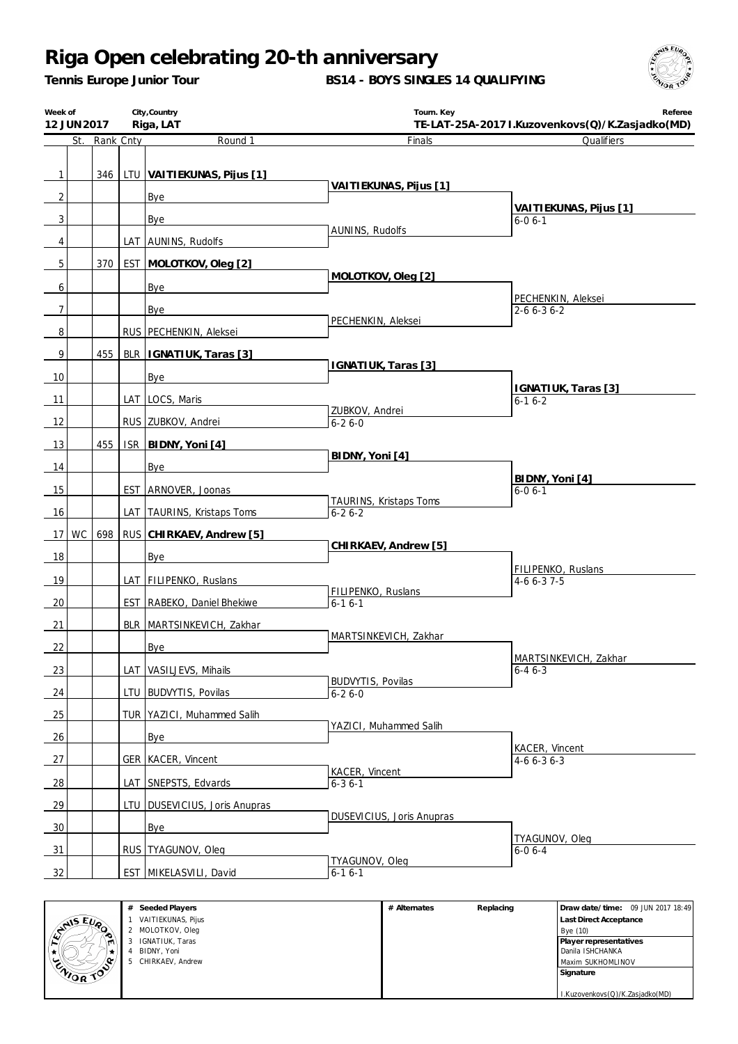# Riga Open celebrating 20-th anniversary

**Tennis Europe Junior Tour** — **BS14 - BOYS SINGLES 14 QUALIFYING**

| Week of | City,Country | Tourn. Key | Referee |
|---|---|---|---|
| 12 JUN 2017 | Riga, LAT | TE-LAT-25A-2017 | I.Kuzovenkovs(Q)/K.Zasjadko(MD) |

| # | St. | Rank | Cnty | Round 1 | Finals | Qualifiers |
|---|---|---|---|---|---|---|
| 1 | | 346 | LTU | **VAITIEKUNAS, Pijus [1]** | **VAITIEKUNAS, Pijus [1]** | |
| 2 | | | | Bye | | **VAITIEKUNAS, Pijus [1]** 6-0 6-1 |
| 3 | | | | Bye | AUNINS, Rudolfs | |
| 4 | | | LAT | AUNINS, Rudolfs | | |
| 5 | | 370 | EST | **MOLOTKOV, Oleg [2]** | **MOLOTKOV, Oleg [2]** | |
| 6 | | | | Bye | | PECHENKIN, Aleksei 2-6 6-3 6-2 |
| 7 | | | | Bye | PECHENKIN, Aleksei | |
| 8 | | | RUS | PECHENKIN, Aleksei | | |
| 9 | | 455 | BLR | **IGNATIUK, Taras [3]** | **IGNATIUK, Taras [3]** | |
| 10 | | | | Bye | | **IGNATIUK, Taras [3]** 6-1 6-2 |
| 11 | | | LAT | LOCS, Maris | ZUBKOV, Andrei 6-2 6-0 | |
| 12 | | | RUS | ZUBKOV, Andrei | | |
| 13 | | 455 | ISR | **BIDNY, Yoni [4]** | **BIDNY, Yoni [4]** | |
| 14 | | | | Bye | | **BIDNY, Yoni [4]** 6-0 6-1 |
| 15 | | | EST | ARNOVER, Joonas | TAURINS, Kristaps Toms 6-2 6-2 | |
| 16 | | | LAT | TAURINS, Kristaps Toms | | |
| 17 | WC | 698 | RUS | **CHIRKAEV, Andrew [5]** | **CHIRKAEV, Andrew [5]** | |
| 18 | | | | Bye | | FILIPENKO, Ruslans 4-6 6-3 7-5 |
| 19 | | | LAT | FILIPENKO, Ruslans | FILIPENKO, Ruslans 6-1 6-1 | |
| 20 | | | EST | RABEKO, Daniel Bhekiwe | | |
| 21 | | | BLR | MARTSINKEVICH, Zakhar | MARTSINKEVICH, Zakhar | |
| 22 | | | | Bye | | MARTSINKEVICH, Zakhar 6-4 6-3 |
| 23 | | | LAT | VASILJEVS, Mihails | BUDVYTIS, Povilas 6-2 6-0 | |
| 24 | | | LTU | BUDVYTIS, Povilas | | |
| 25 | | | TUR | YAZICI, Muhammed Salih | YAZICI, Muhammed Salih | |
| 26 | | | | Bye | | KACER, Vincent 4-6 6-3 6-3 |
| 27 | | | GER | KACER, Vincent | KACER, Vincent 6-3 6-1 | |
| 28 | | | LAT | SNEPSTS, Edvards | | |
| 29 | | | LTU | DUSEVICIUS, Joris Anupras | DUSEVICIUS, Joris Anupras | |
| 30 | | | | Bye | | TYAGUNOV, Oleg 6-0 6-4 |
| 31 | | | RUS | TYAGUNOV, Oleg | TYAGUNOV, Oleg 6-1 6-1 | |
| 32 | | | EST | MIKELASVILI, David | | |

| # | Seeded Players | # Alternates | Replacing | |
|---|---|---|---|---|
| 1 | VAITIEKUNAS, Pijus | | | **Draw date/time:** 09 JUN 2017 18:49 |
| 2 | MOLOTKOV, Oleg | | | **Last Direct Acceptance** Bye (10) |
| 3 | IGNATIUK, Taras | | | **Player representatives** Danila ISHCHANKA, Maxim SUKHOMLINOV |
| 4 | BIDNY, Yoni | | | **Signature** |
| 5 | CHIRKAEV, Andrew | | | I.Kuzovenkovs(Q)/K.Zasjadko(MD) |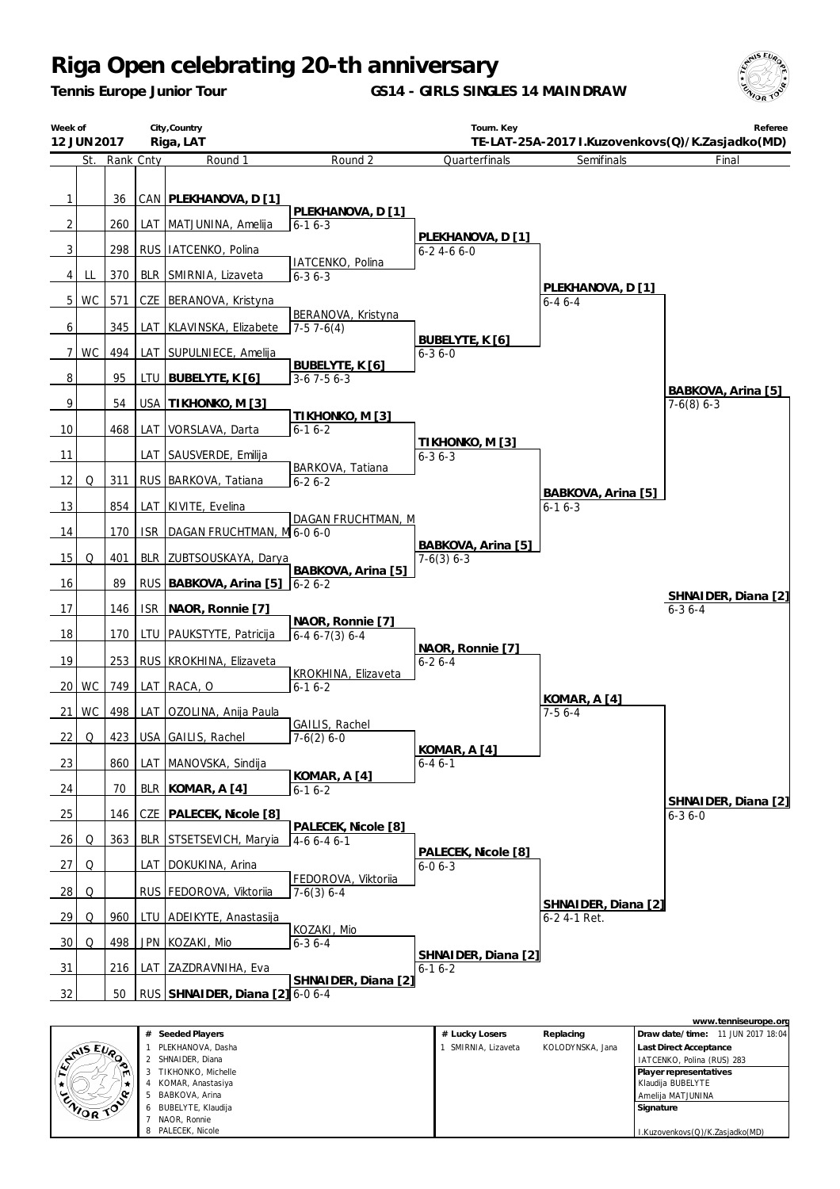# Riga Open celebrating 20-th anniversary

**Tennis Europe Junior Tour** — **GS14 - GIRLS SINGLES 14 MAINDRAW**

| Week of | City,Country | Tourn. Key | Referee |
|---|---|---|---|
| 12 JUN 2017 | Riga, LAT | TE-LAT-25A-2017 | I.Kuzovenkovs(Q)/K.Zasjadko(MD) |

| # | St. | Rank | Cnty | Round 1 | Round 2 | Quarterfinals | Semifinals | Final |
|---|---|---|---|---|---|---|---|---|
| 1 | | 36 | CAN | **PLEKHANOVA, D [1]** | **PLEKHANOVA, D [1]** 6-1 6-3 | **PLEKHANOVA, D [1]** 6-2 4-6 6-0 | **PLEKHANOVA, D [1]** 6-4 6-4 | **BABKOVA, Arina [5]** 7-6(8) 6-3 |
| 2 | | 260 | LAT | MATJUNINA, Amelija | | | | |
| 3 | | 298 | RUS | IATCENKO, Polina | IATCENKO, Polina 6-3 6-3 | | | |
| 4 | LL | 370 | BLR | SMIRNIA, Lizaveta | | | | |
| 5 | WC | 571 | CZE | BERANOVA, Kristyna | BERANOVA, Kristyna 7-5 7-6(4) | **BUBELYTE, K [6]** 6-3 6-0 | | |
| 6 | | 345 | LAT | KLAVINSKA, Elizabete | | | | |
| 7 | WC | 494 | LAT | SUPULNIECE, Amelija | **BUBELYTE, K [6]** 3-6 7-5 6-3 | | | |
| 8 | | 95 | LTU | **BUBELYTE, K [6]** | | | | |
| 9 | | 54 | USA | **TIKHONKO, M [3]** | **TIKHONKO, M [3]** 6-1 6-2 | **TIKHONKO, M [3]** 6-3 6-3 | **BABKOVA, Arina [5]** 6-1 6-3 | |
| 10 | | 468 | LAT | VORSLAVA, Darta | | | | |
| 11 | | | LAT | SAUSVERDE, Emilija | BARKOVA, Tatiana 6-2 6-2 | | | |
| 12 | Q | 311 | RUS | BARKOVA, Tatiana | | | | |
| 13 | | 854 | LAT | KIVITE, Evelina | DAGAN FRUCHTMAN, M 6-0 6-0 | **BABKOVA, Arina [5]** 7-6(3) 6-3 | | |
| 14 | | 170 | ISR | DAGAN FRUCHTMAN, M | | | | |
| 15 | Q | 401 | BLR | ZUBTSOUSKAYA, Darya | **BABKOVA, Arina [5]** 6-2 6-2 | | | |
| 16 | | 89 | RUS | **BABKOVA, Arina [5]** | | | | |
| 17 | | 146 | ISR | **NAOR, Ronnie [7]** | **NAOR, Ronnie [7]** 6-4 6-7(3) 6-4 | **NAOR, Ronnie [7]** 6-2 6-4 | **KOMAR, A [4]** 7-5 6-4 | **SHNAIDER, Diana [2]** 6-3 6-0 |
| 18 | | 170 | LTU | PAUKSTYTE, Patricija | | | | |
| 19 | | 253 | RUS | KROKHINA, Elizaveta | KROKHINA, Elizaveta 6-1 6-2 | | | |
| 20 | WC | 749 | LAT | RACA, O | | | | |
| 21 | WC | 498 | LAT | OZOLINA, Anija Paula | GAILIS, Rachel 7-6(2) 6-0 | **KOMAR, A [4]** 6-4 6-1 | | |
| 22 | Q | 423 | USA | GAILIS, Rachel | | | | |
| 23 | | 860 | LAT | MANOVSKA, Sindija | **KOMAR, A [4]** 6-1 6-2 | | | |
| 24 | | 70 | BLR | **KOMAR, A [4]** | | | | |
| 25 | | 146 | CZE | **PALECEK, Nicole [8]** | **PALECEK, Nicole [8]** 4-6 6-4 6-1 | **PALECEK, Nicole [8]** 6-0 6-3 | **SHNAIDER, Diana [2]** 6-2 4-1 Ret. | |
| 26 | Q | 363 | BLR | STSETSEVICH, Maryia | | | | |
| 27 | Q | | LAT | DOKUKINA, Arina | FEDOROVA, Viktoriia 7-6(3) 6-4 | | | |
| 28 | Q | | RUS | FEDOROVA, Viktoriia | | | | |
| 29 | Q | 960 | LTU | ADEIKYTE, Anastasija | KOZAKI, Mio 6-3 6-4 | **SHNAIDER, Diana [2]** 6-1 6-2 | | |
| 30 | Q | 498 | JPN | KOZAKI, Mio | | | | |
| 31 | | 216 | LAT | ZAZDRAVNIHA, Eva | **SHNAIDER, Diana [2]** 6-0 6-4 | | | |
| 32 | | 50 | RUS | **SHNAIDER, Diana [2]** | | | | |

Champion: **SHNAIDER, Diana [2]** 6-3 6-4

| # | Seeded Players |
|---|---|
| 1 | PLEKHANOVA, Dasha |
| 2 | SHNAIDER, Diana |
| 3 | TIKHONKO, Michelle |
| 4 | KOMAR, Anastasiya |
| 5 | BABKOVA, Arina |
| 6 | BUBELYTE, Klaudija |
| 7 | NAOR, Ronnie |
| 8 | PALECEK, Nicole |

| # | Lucky Losers | Replacing |
|---|---|---|
| 1 | SMIRNIA, Lizaveta | KOLODYNSKA, Jana |

**Draw date/time:** 11 JUN 2017 18:04

**Last Direct Acceptance**
IATCENKO, Polina (RUS) 283

**Player representatives**
Klaudija BUBELYTE
Amelija MATJUNINA

**Signature**
I.Kuzovenkovs(Q)/K.Zasjadko(MD)

www.tenniseurope.org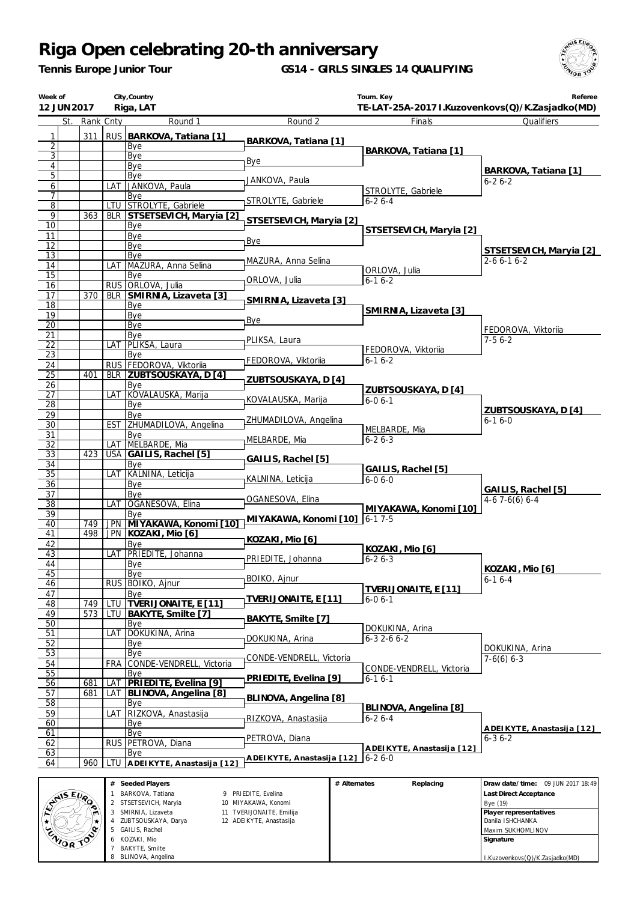# Riga Open celebrating 20-th anniversary

**Tennis Europe Junior Tour** **GS14 - GIRLS SINGLES 14 QUALIFYING**

| Week of | City,Country | Tourn. Key | Referee |
|---|---|---|---|
| 12 JUN 2017 | Riga, LAT | TE-LAT-25A-2017 | I.Kuzovenkovs(Q)/K.Zasjadko(MD) |

| # | St. | Rank | Cnty | Round 1 | Round 2 | Finals | Qualifiers |
|---|---|---|---|---|---|---|---|
| 1 | | 311 | RUS | **BARKOVA, Tatiana [1]** | **BARKOVA, Tatiana [1]** | **BARKOVA, Tatiana [1]** | **BARKOVA, Tatiana [1]** 6-2 6-2 |
| 2 | | | | Bye | | | |
| 3 | | | | Bye | Bye | | |
| 4 | | | | Bye | | | |
| 5 | | | | Bye | JANKOVA, Paula | STROLYTE, Gabriele 6-2 6-4 | |
| 6 | | | LAT | JANKOVA, Paula | | | |
| 7 | | | | Bye | STROLYTE, Gabriele | | |
| 8 | | | LTU | STROLYTE, Gabriele | | | |
| 9 | | 363 | BLR | **STSETSEVICH, Maryia [2]** | **STSETSEVICH, Maryia [2]** | **STSETSEVICH, Maryia [2]** | **STSETSEVICH, Maryia [2]** 2-6 6-1 6-2 |
| 10 | | | | Bye | | | |
| 11 | | | | Bye | Bye | | |
| 12 | | | | Bye | | | |
| 13 | | | | Bye | MAZURA, Anna Selina | ORLOVA, Julia 6-1 6-2 | |
| 14 | | | LAT | MAZURA, Anna Selina | | | |
| 15 | | | | Bye | ORLOVA, Julia | | |
| 16 | | | RUS | ORLOVA, Julia | | | |
| 17 | | 370 | BLR | **SMIRNIA, Lizaveta [3]** | **SMIRNIA, Lizaveta [3]** | **SMIRNIA, Lizaveta [3]** | FEDOROVA, Viktoriia 7-5 6-2 |
| 18 | | | | Bye | | | |
| 19 | | | | Bye | Bye | | |
| 20 | | | | Bye | | | |
| 21 | | | | Bye | PLIKSA, Laura | FEDOROVA, Viktoriia 6-1 6-2 | |
| 22 | | | LAT | PLIKSA, Laura | | | |
| 23 | | | | Bye | FEDOROVA, Viktoriia | | |
| 24 | | | RUS | FEDOROVA, Viktoriia | | | |
| 25 | | 401 | BLR | **ZUBTSOUSKAYA, D [4]** | **ZUBTSOUSKAYA, D [4]** | **ZUBTSOUSKAYA, D [4]** 6-0 6-1 | **ZUBTSOUSKAYA, D [4]** 6-1 6-0 |
| 26 | | | | Bye | | | |
| 27 | | | LAT | KOVALAUSKA, Marija | KOVALAUSKA, Marija | | |
| 28 | | | | Bye | | | |
| 29 | | | | Bye | ZHUMADILOVA, Angelina | MELBARDE, Mia 6-2 6-3 | |
| 30 | | | EST | ZHUMADILOVA, Angelina | | | |
| 31 | | | | Bye | MELBARDE, Mia | | |
| 32 | | | LAT | MELBARDE, Mia | | | |
| 33 | | 423 | USA | **GAILIS, Rachel [5]** | **GAILIS, Rachel [5]** | **GAILIS, Rachel [5]** 6-0 6-0 | **GAILIS, Rachel [5]** 4-6 7-6(6) 6-4 |
| 34 | | | | Bye | | | |
| 35 | | | LAT | KALNINA, Leticija | KALNINA, Leticija | | |
| 36 | | | | Bye | | | |
| 37 | | | | Bye | OGANESOVA, Elina | **MIYAKAWA, Konomi [10]** 6-1 7-5 | |
| 38 | | | LAT | OGANESOVA, Elina | | | |
| 39 | | | | Bye | **MIYAKAWA, Konomi [10]** | | |
| 40 | | 749 | JPN | **MIYAKAWA, Konomi [10]** | | | |
| 41 | | 498 | JPN | **KOZAKI, Mio [6]** | **KOZAKI, Mio [6]** | **KOZAKI, Mio [6]** 6-2 6-3 | **KOZAKI, Mio [6]** 6-1 6-4 |
| 42 | | | | Bye | | | |
| 43 | | | LAT | PRIEDITE, Johanna | PRIEDITE, Johanna | | |
| 44 | | | | Bye | | | |
| 45 | | | | Bye | BOIKO, Ajnur | **TVERIJONAITE, E [11]** 6-0 6-1 | |
| 46 | | | RUS | BOIKO, Ajnur | | | |
| 47 | | | | Bye | **TVERIJONAITE, E [11]** | | |
| 48 | | 749 | LTU | **TVERIJONAITE, E [11]** | | | |
| 49 | | 573 | LTU | **BAKYTE, Smilte [7]** | **BAKYTE, Smilte [7]** | DOKUKINA, Arina 6-3 2-6 6-2 | DOKUKINA, Arina 7-6(6) 6-3 |
| 50 | | | | Bye | | | |
| 51 | | | LAT | DOKUKINA, Arina | DOKUKINA, Arina | | |
| 52 | | | | Bye | | | |
| 53 | | | | Bye | CONDE-VENDRELL, Victoria | CONDE-VENDRELL, Victoria 6-1 6-1 | |
| 54 | | | FRA | CONDE-VENDRELL, Victoria | | | |
| 55 | | | | Bye | **PRIEDITE, Evelina [9]** | | |
| 56 | | 681 | LAT | **PRIEDITE, Evelina [9]** | | | |
| 57 | | 681 | LAT | **BLINOVA, Angelina [8]** | **BLINOVA, Angelina [8]** | **BLINOVA, Angelina [8]** 6-2 6-4 | **ADEIKYTE, Anastasija [12]** 6-3 6-2 |
| 58 | | | | Bye | | | |
| 59 | | | LAT | RIZKOVA, Anastasija | RIZKOVA, Anastasija | | |
| 60 | | | | Bye | | | |
| 61 | | | | Bye | PETROVA, Diana | **ADEIKYTE, Anastasija [12]** 6-2 6-0 | |
| 62 | | | RUS | PETROVA, Diana | | | |
| 63 | | | | Bye | **ADEIKYTE, Anastasija [12]** | | |
| 64 | | 960 | LTU | **ADEIKYTE, Anastasija [12]** | | | |

| # | Seeded Players | # | Seeded Players |
|---|---|---|---|
| 1 | BARKOVA, Tatiana | 9 | PRIEDITE, Evelina |
| 2 | STSETSEVICH, Maryia | 10 | MIYAKAWA, Konomi |
| 3 | SMIRNIA, Lizaveta | 11 | TVERIJONAITE, Emilija |
| 4 | ZUBTSOUSKAYA, Darya | 12 | ADEIKYTE, Anastasija |
| 5 | GAILIS, Rachel | | |
| 6 | KOZAKI, Mio | | |
| 7 | BAKYTE, Smilte | | |
| 8 | BLINOVA, Angelina | | |

| # Alternates | Replacing |
|---|---|
| | |

**Draw date/time:** 09 JUN 2017 18:49

**Last Direct Acceptance**
Bye (19)

**Player representatives**
Danila ISHCHANKA
Maxim SUKHOMLINOV

**Signature**
I.Kuzovenkovs(Q)/K.Zasjadko(MD)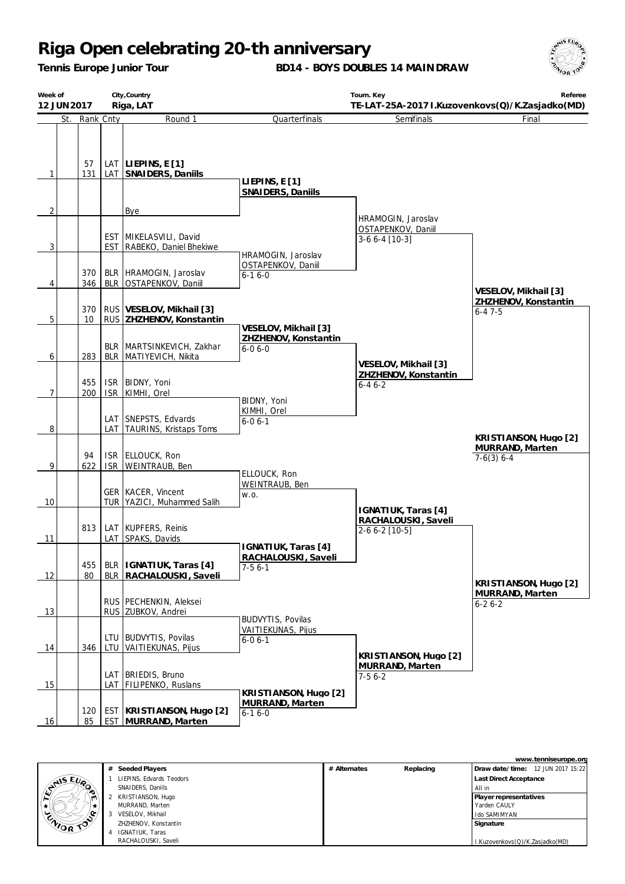# Riga Open celebrating 20-th anniversary

**Tennis Europe Junior Tour** — **BD14 - BOYS DOUBLES 14 MAIN DRAW**

| Week of | City,Country | Tourn. Key | Referee |
|---|---|---|---|
| 12 JUN 2017 | Riga, LAT | TE-LAT-25A-2017 | I.Kuzovenkovs(Q)/K.Zasjadko(MD) |

## Round 1

| # | St. | Rank | Cnty | Round 1 |
|---|---|---|---|---|
| 1 | | 57 | LAT | **LIEPINS, E [1]** |
| | | 131 | LAT | **SNAIDERS, Daniils** |
| 2 | | | | Bye |
| 3 | | | EST | MIKELASVILI, David |
| | | | EST | RABEKO, Daniel Bhekiwe |
| 4 | | 370 | BLR | HRAMOGIN, Jaroslav |
| | | 346 | BLR | OSTAPENKOV, Daniil |
| 5 | | 370 | RUS | **VESELOV, Mikhail [3]** |
| | | 10 | RUS | **ZHZHENOV, Konstantin** |
| 6 | | | BLR | MARTSINKEVICH, Zakhar |
| | | 283 | BLR | MATIYEVICH, Nikita |
| 7 | | 455 | ISR | BIDNY, Yoni |
| | | 200 | ISR | KIMHI, Orel |
| 8 | | | LAT | SNEPSTS, Edvards |
| | | | LAT | TAURINS, Kristaps Toms |
| 9 | | 94 | ISR | ELLOUCK, Ron |
| | | 622 | ISR | WEINTRAUB, Ben |
| 10 | | | GER | KACER, Vincent |
| | | | TUR | YAZICI, Muhammed Salih |
| 11 | | 813 | LAT | KUPFERS, Reinis |
| | | | LAT | SPAKS, Davids |
| 12 | | 455 | BLR | **IGNATIUK, Taras [4]** |
| | | 80 | BLR | **RACHALOUSKI, Saveli** |
| 13 | | | RUS | PECHENKIN, Aleksei |
| | | | RUS | ZUBKOV, Andrei |
| 14 | | | LTU | BUDVYTIS, Povilas |
| | | 346 | LTU | VAITIEKUNAS, Pijus |
| 15 | | | LAT | BRIEDIS, Bruno |
| | | | LAT | FILIPENKO, Ruslans |
| 16 | | 120 | EST | **KRISTIANSON, Hugo [2]** |
| | | 85 | EST | **MURRAND, Marten** |

## Quarterfinals

- **LIEPINS, E [1] / SNAIDERS, Daniils**
- HRAMOGIN, Jaroslav / OSTAPENKOV, Daniil — 6-1 6-0
- **VESELOV, Mikhail [3] / ZHZHENOV, Konstantin** — 6-0 6-0
- BIDNY, Yoni / KIMHI, Orel — 6-0 6-1
- ELLOUCK, Ron / WEINTRAUB, Ben — w.o.
- **IGNATIUK, Taras [4] / RACHALOUSKI, Saveli** — 7-5 6-1
- BUDVYTIS, Povilas / VAITIEKUNAS, Pijus — 6-0 6-1
- **KRISTIANSON, Hugo [2] / MURRAND, Marten** — 6-1 6-0

## Semifinals

- HRAMOGIN, Jaroslav / OSTAPENKOV, Daniil — 3-6 6-4 [10-3]
- **VESELOV, Mikhail [3] / ZHZHENOV, Konstantin** — 6-4 6-2
- **IGNATIUK, Taras [4] / RACHALOUSKI, Saveli** — 2-6 6-2 [10-5]
- **KRISTIANSON, Hugo [2] / MURRAND, Marten** — 7-5 6-2

## Final

- **VESELOV, Mikhail [3] / ZHZHENOV, Konstantin** — 6-4 7-5
- **KRISTIANSON, Hugo [2] / MURRAND, Marten** — 6-2 6-2

**Winner: KRISTIANSON, Hugo [2] / MURRAND, Marten** — 7-6(3) 6-4

---

www.tenniseurope.org

| # | Seeded Players |
|---|---|
| 1 | LIEPINS, Edvards Teodors / SNAIDERS, Daniils |
| 2 | KRISTIANSON, Hugo / MURRAND, Marten |
| 3 | VESELOV, Mikhail / ZHZHENOV, Konstantin |
| 4 | IGNATIUK, Taras / RACHALOUSKI, Saveli |

| # Alternates | Replacing |
|---|---|
| | |

**Draw date/time:** 12 JUN 2017 15:22

**Last Direct Acceptance**
All in

**Player representatives**
Yarden CAULY
Ido SAMIMYAN

**Signature**
I.Kuzovenkovs(Q)/K.Zasjadko(MD)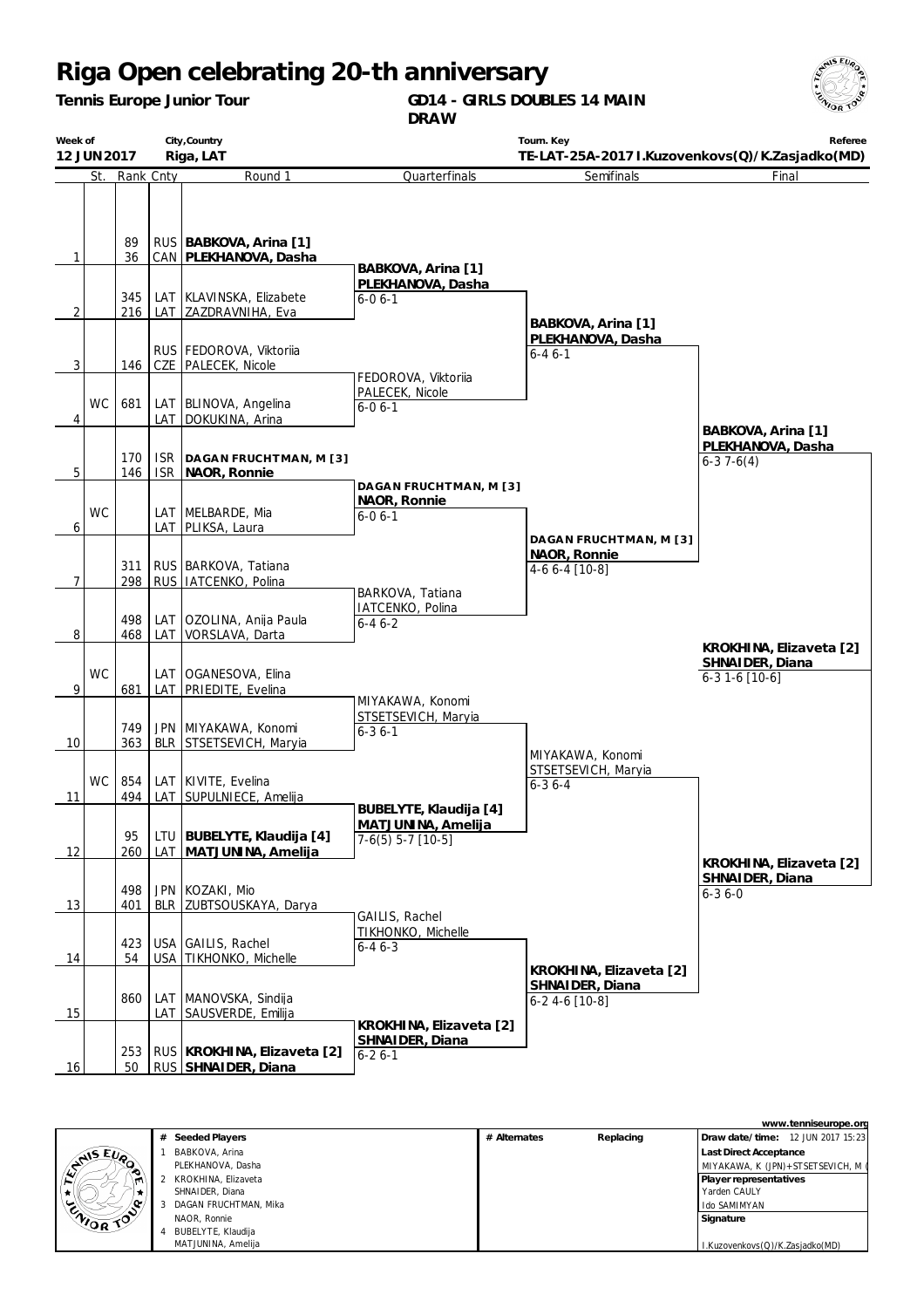# Riga Open celebrating 20-th anniversary

**Tennis Europe Junior Tour**

**GD14 - GIRLS DOUBLES 14 MAIN DRAW**

| Week of | City,Country | Tourn. Key | Referee |
|---|---|---|---|
| 12 JUN 2017 | Riga, LAT | TE-LAT-25A-2017 | I.Kuzovenkovs(Q)/K.Zasjadko(MD) |

| | St. | Rank | Cnty | Round 1 |
|---|---|---|---|---|
| 1 | | 89 | RUS | **BABKOVA, Arina [1]** |
| | | 36 | CAN | **PLEKHANOVA, Dasha** |
| 2 | | 345 | LAT | KLAVINSKA, Elizabete |
| | | 216 | LAT | ZAZDRAVNIHA, Eva |
| 3 | | | RUS | FEDOROVA, Viktoriia |
| | | 146 | CZE | PALECEK, Nicole |
| 4 | WC | 681 | LAT | BLINOVA, Angelina |
| | | | LAT | DOKUKINA, Arina |
| 5 | | 170 | ISR | **DAGAN FRUCHTMAN, M [3]** |
| | | 146 | ISR | **NAOR, Ronnie** |
| 6 | WC | | LAT | MELBARDE, Mia |
| | | | LAT | PLIKSA, Laura |
| 7 | | 311 | RUS | BARKOVA, Tatiana |
| | | 298 | RUS | IATCENKO, Polina |
| 8 | | 498 | LAT | OZOLINA, Anija Paula |
| | | 468 | LAT | VORSLAVA, Darta |
| 9 | WC | | LAT | OGANESOVA, Elina |
| | | 681 | LAT | PRIEDITE, Evelina |
| 10 | | 749 | JPN | MIYAKAWA, Konomi |
| | | 363 | BLR | STSETSEVICH, Maryia |
| 11 | WC | 854 | LAT | KIVITE, Evelina |
| | | 494 | LAT | SUPULNIECE, Amelija |
| 12 | | 95 | LTU | **BUBELYTE, Klaudija [4]** |
| | | 260 | LAT | **MATJUNINA, Amelija** |
| 13 | | 498 | JPN | KOZAKI, Mio |
| | | 401 | BLR | ZUBTSOUSKAYA, Darya |
| 14 | | 423 | USA | GAILIS, Rachel |
| | | 54 | USA | TIKHONKO, Michelle |
| 15 | | 860 | LAT | MANOVSKA, Sindija |
| | | | LAT | SAUSVERDE, Emilija |
| 16 | | 253 | RUS | **KROKHINA, Elizaveta [2]** |
| | | 50 | RUS | **SHNAIDER, Diana** |

**Quarterfinals**

- **BABKOVA, Arina [1] / PLEKHANOVA, Dasha** 6-0 6-1
- FEDOROVA, Viktoriia / PALECEK, Nicole 6-0 6-1
- **DAGAN FRUCHTMAN, M [3] / NAOR, Ronnie** 6-0 6-1
- BARKOVA, Tatiana / IATCENKO, Polina 6-4 6-2
- MIYAKAWA, Konomi / STSETSEVICH, Maryia 6-3 6-1
- **BUBELYTE, Klaudija [4] / MATJUNINA, Amelija** 7-6(5) 5-7 [10-5]
- GAILIS, Rachel / TIKHONKO, Michelle 6-4 6-3
- **KROKHINA, Elizaveta [2] / SHNAIDER, Diana** 6-2 6-1

**Semifinals**

- **BABKOVA, Arina [1] / PLEKHANOVA, Dasha** 6-4 6-1
- **DAGAN FRUCHTMAN, M [3] / NAOR, Ronnie** 4-6 6-4 [10-8]
- MIYAKAWA, Konomi / STSETSEVICH, Maryia 6-3 6-4
- **KROKHINA, Elizaveta [2] / SHNAIDER, Diana** 6-2 4-6 [10-8]

**Final**

- **BABKOVA, Arina [1] / PLEKHANOVA, Dasha** 6-3 7-6(4)
- **KROKHINA, Elizaveta [2] / SHNAIDER, Diana** 6-3 6-0

**Winner:** **KROKHINA, Elizaveta [2] / SHNAIDER, Diana** 6-3 1-6 [10-6]

www.tenniseurope.org

| # | Seeded Players | # Alternates | Replacing | |
|---|---|---|---|---|
| 1 | BABKOVA, Arina / PLEKHANOVA, Dasha | | | **Draw date/time:** 12 JUN 2017 15:23 |
| 2 | KROKHINA, Elizaveta / SHNAIDER, Diana | | | **Last Direct Acceptance**: MIYAKAWA, K (JPN)+STSETSEVICH, M ( |
| 3 | DAGAN FRUCHTMAN, Mika / NAOR, Ronnie | | | **Player representatives**: Yarden CAULY, Ido SAMIMYAN |
| 4 | BUBELYTE, Klaudija / MATJUNINA, Amelija | | | **Signature**: I.Kuzovenkovs(Q)/K.Zasjadko(MD) |